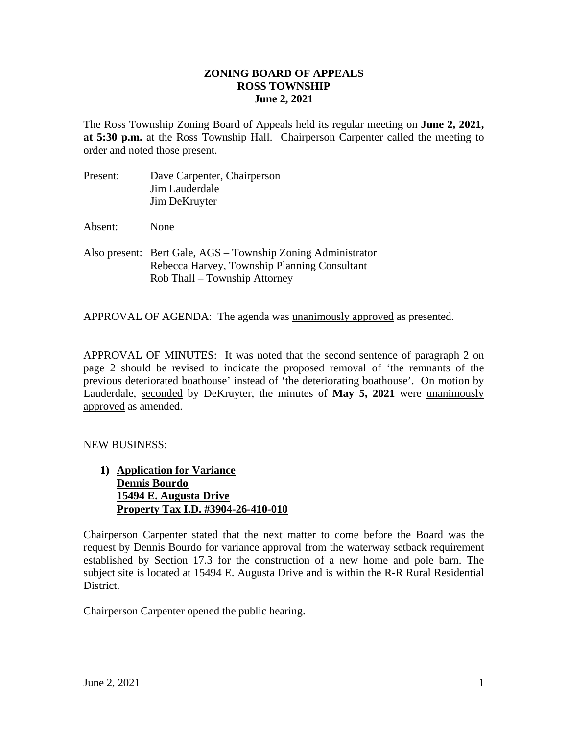# ZONING BOARD OF APPEALS
# ROSS TOWNSHIP
# June 2, 2021

The Ross Township Zoning Board of Appeals held its regular meeting on **June 2, 2021, at 5:30 p.m.** at the Ross Township Hall. Chairperson Carpenter called the meeting to order and noted those present.

Present: Dave Carpenter, Chairperson
Jim Lauderdale
Jim DeKruyter

Absent: None

Also present: Bert Gale, AGS – Township Zoning Administrator
Rebecca Harvey, Township Planning Consultant
Rob Thall – Township Attorney

APPROVAL OF AGENDA: The agenda was unanimously approved as presented.

APPROVAL OF MINUTES: It was noted that the second sentence of paragraph 2 on page 2 should be revised to indicate the proposed removal of 'the remnants of the previous deteriorated boathouse' instead of 'the deteriorating boathouse'. On motion by Lauderdale, seconded by DeKruyter, the minutes of **May 5, 2021** were unanimously approved as amended.

NEW BUSINESS:

**1) Application for Variance**
**Dennis Bourdo**
**15494 E. Augusta Drive**
**Property Tax I.D. #3904-26-410-010**

Chairperson Carpenter stated that the next matter to come before the Board was the request by Dennis Bourdo for variance approval from the waterway setback requirement established by Section 17.3 for the construction of a new home and pole barn. The subject site is located at 15494 E. Augusta Drive and is within the R-R Rural Residential District.

Chairperson Carpenter opened the public hearing.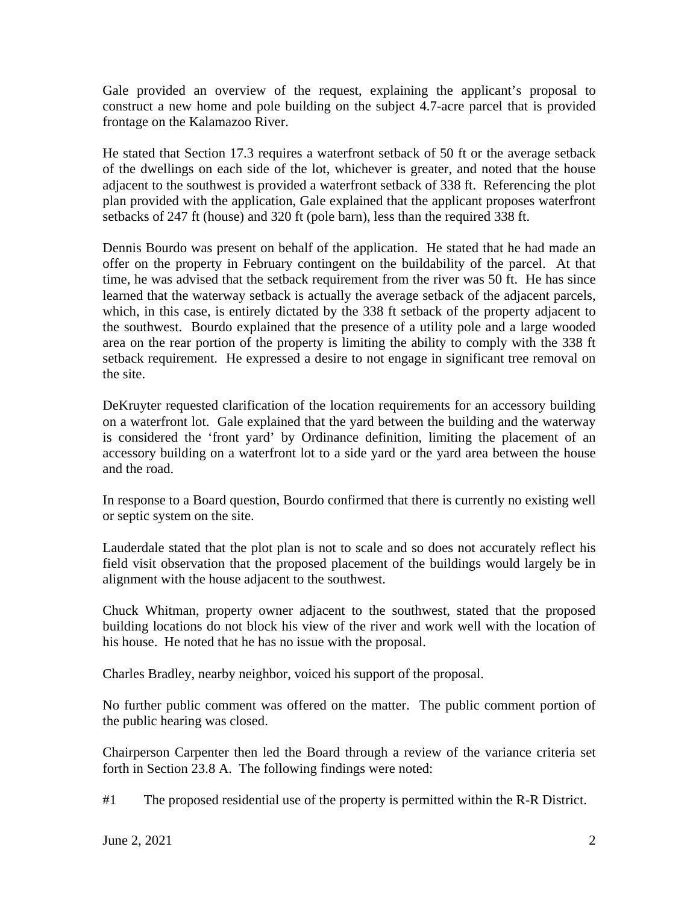Gale provided an overview of the request, explaining the applicant's proposal to construct a new home and pole building on the subject 4.7-acre parcel that is provided frontage on the Kalamazoo River.

He stated that Section 17.3 requires a waterfront setback of 50 ft or the average setback of the dwellings on each side of the lot, whichever is greater, and noted that the house adjacent to the southwest is provided a waterfront setback of 338 ft. Referencing the plot plan provided with the application, Gale explained that the applicant proposes waterfront setbacks of 247 ft (house) and 320 ft (pole barn), less than the required 338 ft.

Dennis Bourdo was present on behalf of the application. He stated that he had made an offer on the property in February contingent on the buildability of the parcel. At that time, he was advised that the setback requirement from the river was 50 ft. He has since learned that the waterway setback is actually the average setback of the adjacent parcels, which, in this case, is entirely dictated by the 338 ft setback of the property adjacent to the southwest. Bourdo explained that the presence of a utility pole and a large wooded area on the rear portion of the property is limiting the ability to comply with the 338 ft setback requirement. He expressed a desire to not engage in significant tree removal on the site.

DeKruyter requested clarification of the location requirements for an accessory building on a waterfront lot. Gale explained that the yard between the building and the waterway is considered the 'front yard' by Ordinance definition, limiting the placement of an accessory building on a waterfront lot to a side yard or the yard area between the house and the road.

In response to a Board question, Bourdo confirmed that there is currently no existing well or septic system on the site.

Lauderdale stated that the plot plan is not to scale and so does not accurately reflect his field visit observation that the proposed placement of the buildings would largely be in alignment with the house adjacent to the southwest.

Chuck Whitman, property owner adjacent to the southwest, stated that the proposed building locations do not block his view of the river and work well with the location of his house. He noted that he has no issue with the proposal.

Charles Bradley, nearby neighbor, voiced his support of the proposal.

No further public comment was offered on the matter. The public comment portion of the public hearing was closed.

Chairperson Carpenter then led the Board through a review of the variance criteria set forth in Section 23.8 A. The following findings were noted:

#1 The proposed residential use of the property is permitted within the R-R District.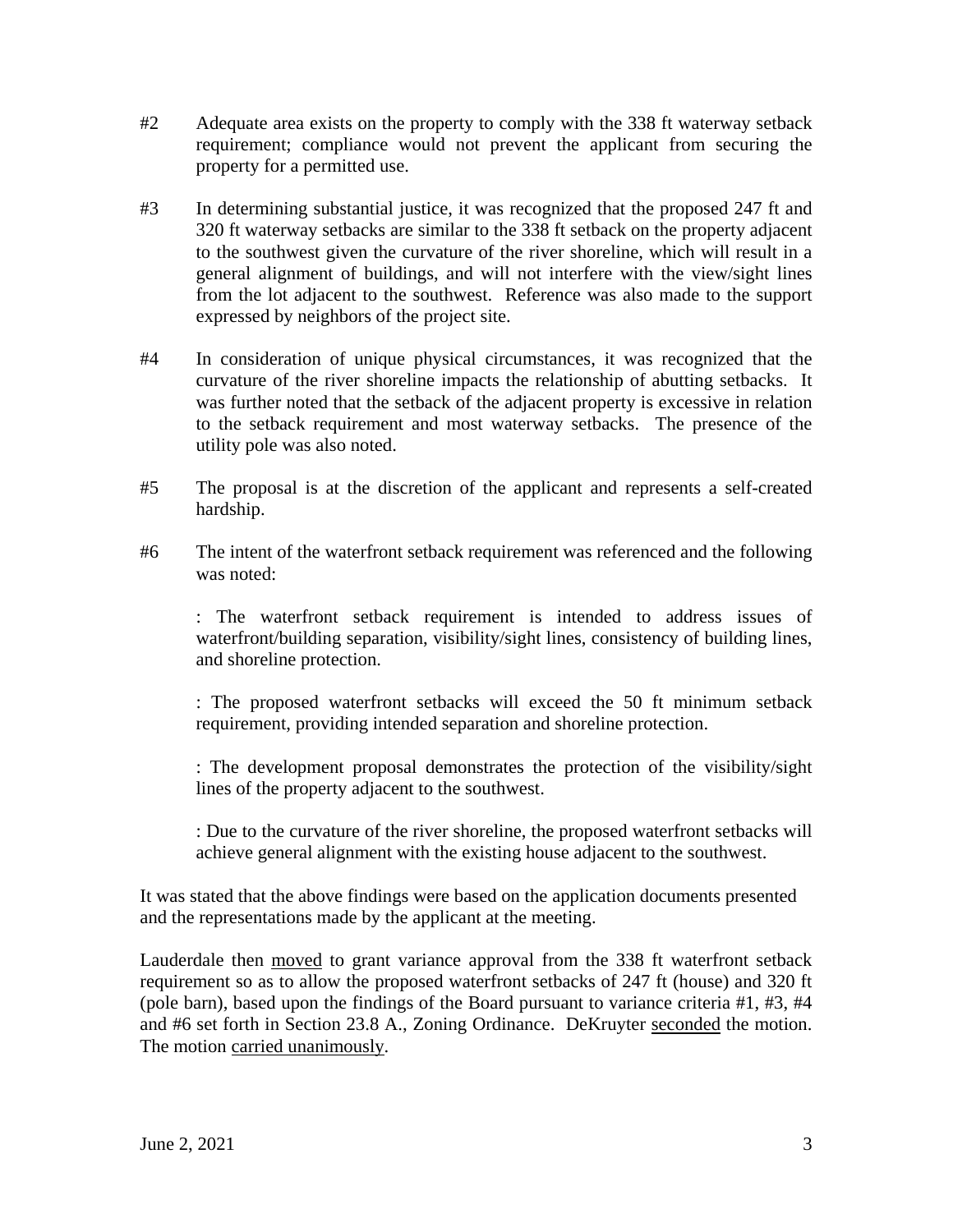#2 Adequate area exists on the property to comply with the 338 ft waterway setback requirement; compliance would not prevent the applicant from securing the property for a permitted use.

#3 In determining substantial justice, it was recognized that the proposed 247 ft and 320 ft waterway setbacks are similar to the 338 ft setback on the property adjacent to the southwest given the curvature of the river shoreline, which will result in a general alignment of buildings, and will not interfere with the view/sight lines from the lot adjacent to the southwest. Reference was also made to the support expressed by neighbors of the project site.

#4 In consideration of unique physical circumstances, it was recognized that the curvature of the river shoreline impacts the relationship of abutting setbacks. It was further noted that the setback of the adjacent property is excessive in relation to the setback requirement and most waterway setbacks. The presence of the utility pole was also noted.

#5 The proposal is at the discretion of the applicant and represents a self-created hardship.

#6 The intent of the waterfront setback requirement was referenced and the following was noted:

: The waterfront setback requirement is intended to address issues of waterfront/building separation, visibility/sight lines, consistency of building lines, and shoreline protection.

: The proposed waterfront setbacks will exceed the 50 ft minimum setback requirement, providing intended separation and shoreline protection.

: The development proposal demonstrates the protection of the visibility/sight lines of the property adjacent to the southwest.

: Due to the curvature of the river shoreline, the proposed waterfront setbacks will achieve general alignment with the existing house adjacent to the southwest.

It was stated that the above findings were based on the application documents presented and the representations made by the applicant at the meeting.

Lauderdale then moved to grant variance approval from the 338 ft waterfront setback requirement so as to allow the proposed waterfront setbacks of 247 ft (house) and 320 ft (pole barn), based upon the findings of the Board pursuant to variance criteria #1, #3, #4 and #6 set forth in Section 23.8 A., Zoning Ordinance. DeKruyter seconded the motion. The motion carried unanimously.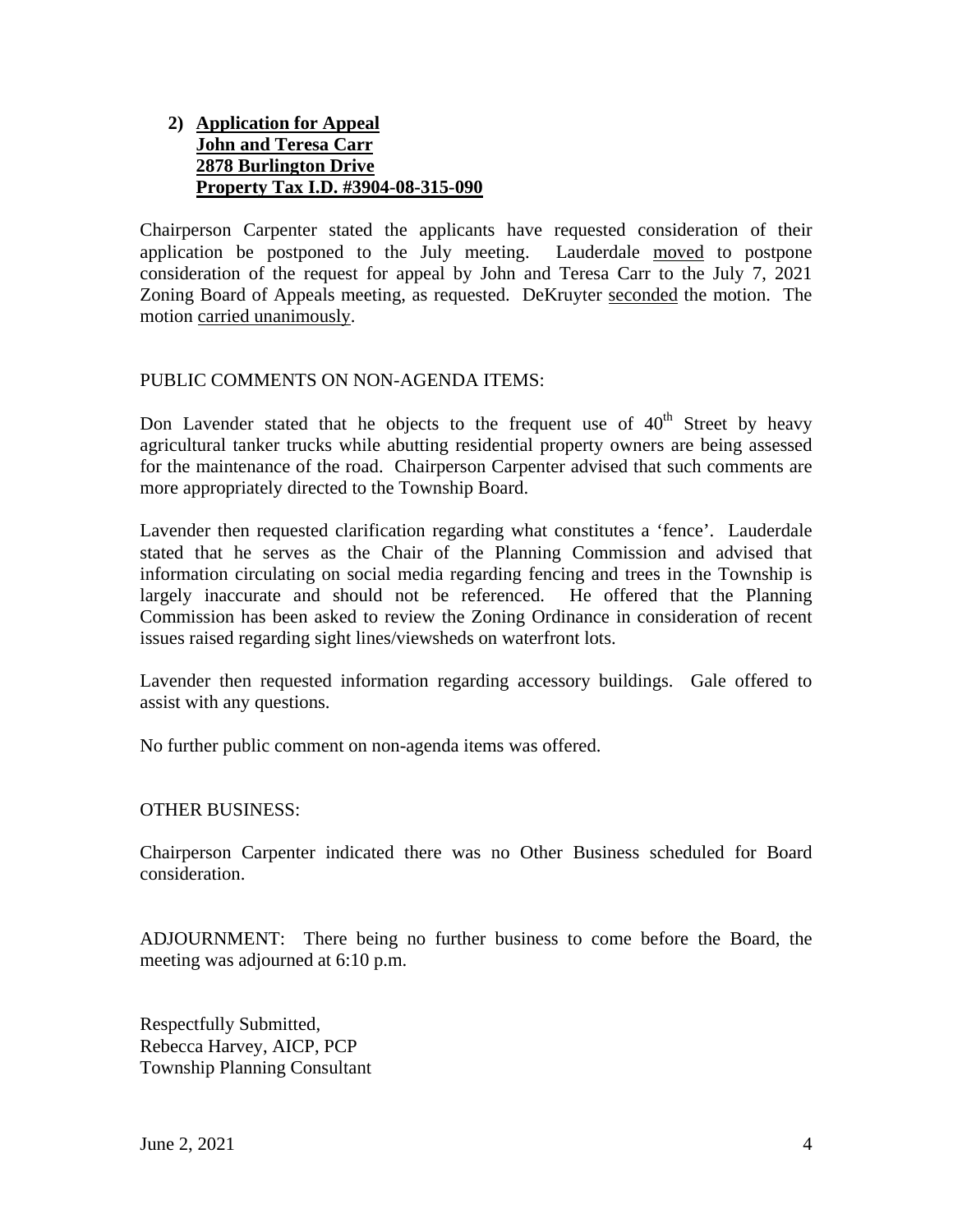2) **Application for Appeal**
   **John and Teresa Carr**
   **2878 Burlington Drive**
   **Property Tax I.D. #3904-08-315-090**

Chairperson Carpenter stated the applicants have requested consideration of their application be postponed to the July meeting. Lauderdale moved to postpone consideration of the request for appeal by John and Teresa Carr to the July 7, 2021 Zoning Board of Appeals meeting, as requested. DeKruyter seconded the motion. The motion carried unanimously.

PUBLIC COMMENTS ON NON-AGENDA ITEMS:

Don Lavender stated that he objects to the frequent use of 40th Street by heavy agricultural tanker trucks while abutting residential property owners are being assessed for the maintenance of the road. Chairperson Carpenter advised that such comments are more appropriately directed to the Township Board.

Lavender then requested clarification regarding what constitutes a 'fence'. Lauderdale stated that he serves as the Chair of the Planning Commission and advised that information circulating on social media regarding fencing and trees in the Township is largely inaccurate and should not be referenced. He offered that the Planning Commission has been asked to review the Zoning Ordinance in consideration of recent issues raised regarding sight lines/viewsheds on waterfront lots.

Lavender then requested information regarding accessory buildings. Gale offered to assist with any questions.

No further public comment on non-agenda items was offered.

OTHER BUSINESS:

Chairperson Carpenter indicated there was no Other Business scheduled for Board consideration.

ADJOURNMENT: There being no further business to come before the Board, the meeting was adjourned at 6:10 p.m.

Respectfully Submitted,
Rebecca Harvey, AICP, PCP
Township Planning Consultant

June 2, 2021